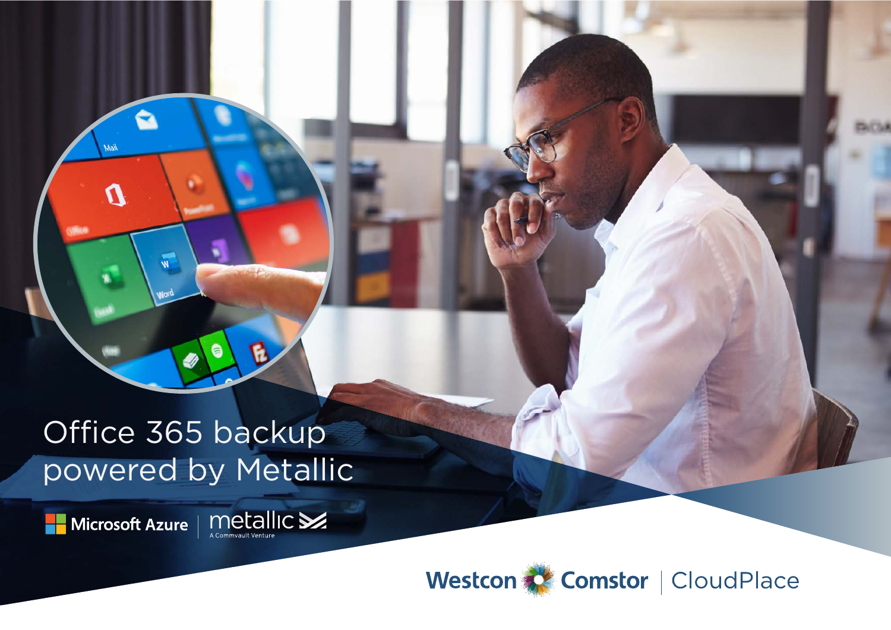# Office 365 backup powered by Metallic

Microsoft Azure | metallic A Commvault Venture

Westcon Comstor | CloudPlace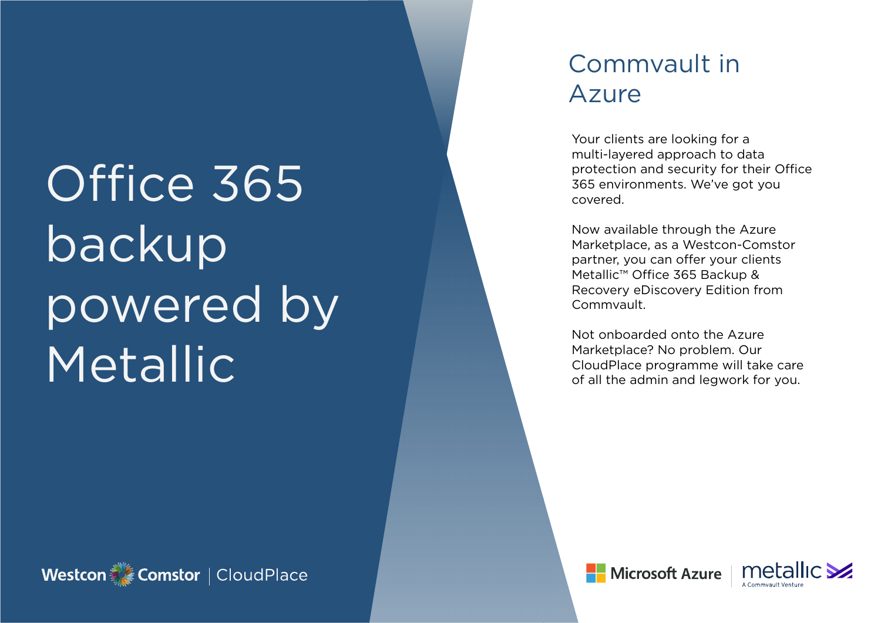# Office 365 backup powered by Metallic

## Commvault in Azure

Your clients are looking for a multi-layered approach to data protection and security for their Office 365 environments. We've got you covered.

Now available through the Azure Marketplace, as a Westcon-Comstor partner, you can offer your clients Metallic™ Office 365 Backup & Recovery eDiscovery Edition from Commvault.

Not onboarded onto the Azure Marketplace? No problem. Our CloudPlace programme will take care of all the admin and legwork for you.

Westcon Comstor | CloudPlace

Microsoft Azure | metallic A Commvault Venture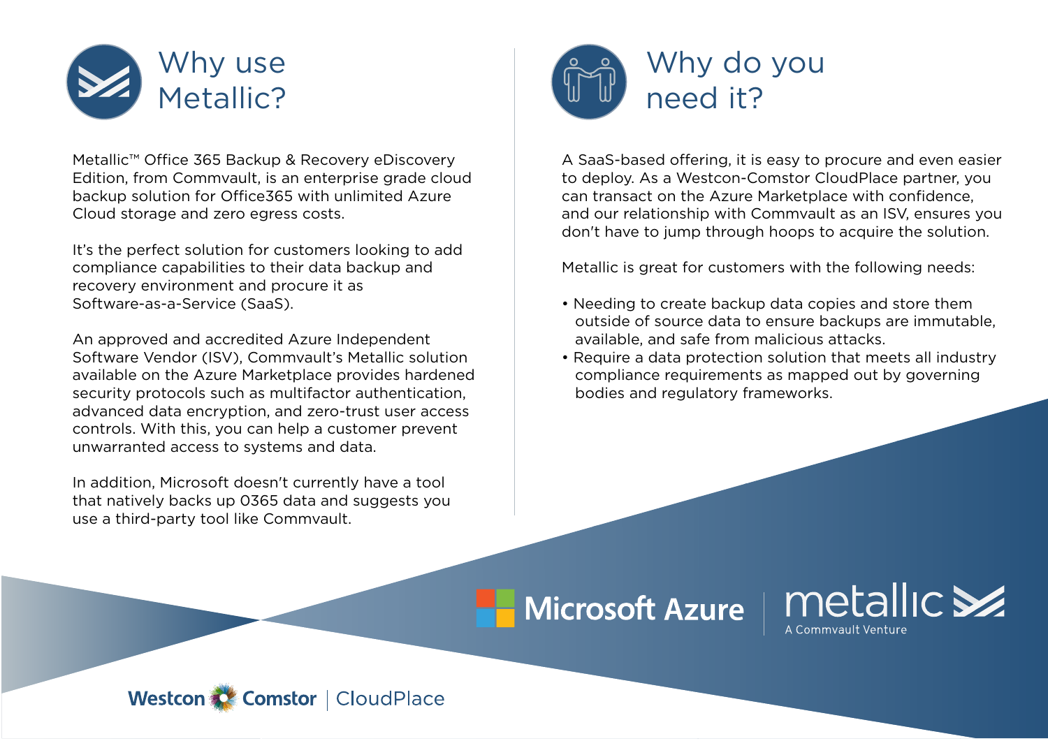# Why use Metallic?

Metallic™ Office 365 Backup & Recovery eDiscovery Edition, from Commvault, is an enterprise grade cloud backup solution for Office365 with unlimited Azure Cloud storage and zero egress costs.

It's the perfect solution for customers looking to add compliance capabilities to their data backup and recovery environment and procure it as Software-as-a-Service (SaaS).

An approved and accredited Azure Independent Software Vendor (ISV), Commvault's Metallic solution available on the Azure Marketplace provides hardened security protocols such as multifactor authentication, advanced data encryption, and zero-trust user access controls. With this, you can help a customer prevent unwarranted access to systems and data.

In addition, Microsoft doesn't currently have a tool that natively backs up O365 data and suggests you use a third-party tool like Commvault.

# Why do you need it?

A SaaS-based offering, it is easy to procure and even easier to deploy. As a Westcon-Comstor CloudPlace partner, you can transact on the Azure Marketplace with confidence, and our relationship with Commvault as an ISV, ensures you don't have to jump through hoops to acquire the solution.

Metallic is great for customers with the following needs:

- Needing to create backup data copies and store them outside of source data to ensure backups are immutable, available, and safe from malicious attacks.
- Require a data protection solution that meets all industry compliance requirements as mapped out by governing bodies and regulatory frameworks.

Microsoft Azure | metallic A Commvault Venture

Westcon Comstor | CloudPlace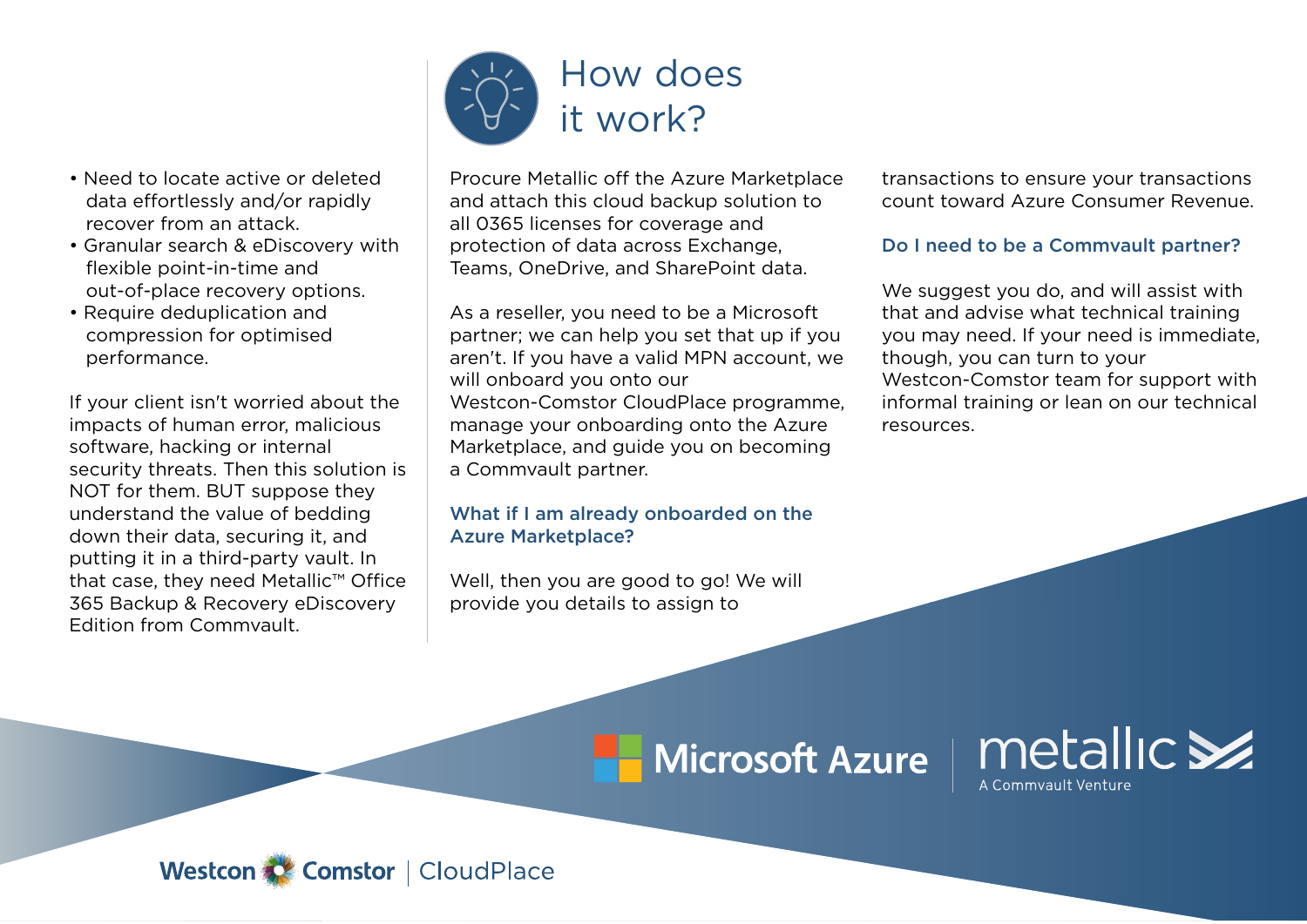- Need to locate active or deleted data effortlessly and/or rapidly recover from an attack.
- Granular search & eDiscovery with flexible point-in-time and out-of-place recovery options.
- Require deduplication and compression for optimised performance.

If your client isn't worried about the impacts of human error, malicious software, hacking or internal security threats. Then this solution is NOT for them. BUT suppose they understand the value of bedding down their data, securing it, and putting it in a third-party vault. In that case, they need Metallic™ Office 365 Backup & Recovery eDiscovery Edition from Commvault.

# How does it work?

Procure Metallic off the Azure Marketplace and attach this cloud backup solution to all O365 licenses for coverage and protection of data across Exchange, Teams, OneDrive, and SharePoint data.

As a reseller, you need to be a Microsoft partner; we can help you set that up if you aren't. If you have a valid MPN account, we will onboard you onto our Westcon-Comstor CloudPlace programme, manage your onboarding onto the Azure Marketplace, and guide you on becoming a Commvault partner.

### What if I am already onboarded on the Azure Marketplace?

Well, then you are good to go! We will provide you details to assign to transactions to ensure your transactions count toward Azure Consumer Revenue.

### Do I need to be a Commvault partner?

We suggest you do, and will assist with that and advise what technical training you may need. If your need is immediate, though, you can turn to your Westcon-Comstor team for support with informal training or lean on our technical resources.

Microsoft Azure | metallic A Commvault Venture

Westcon Comstor | CloudPlace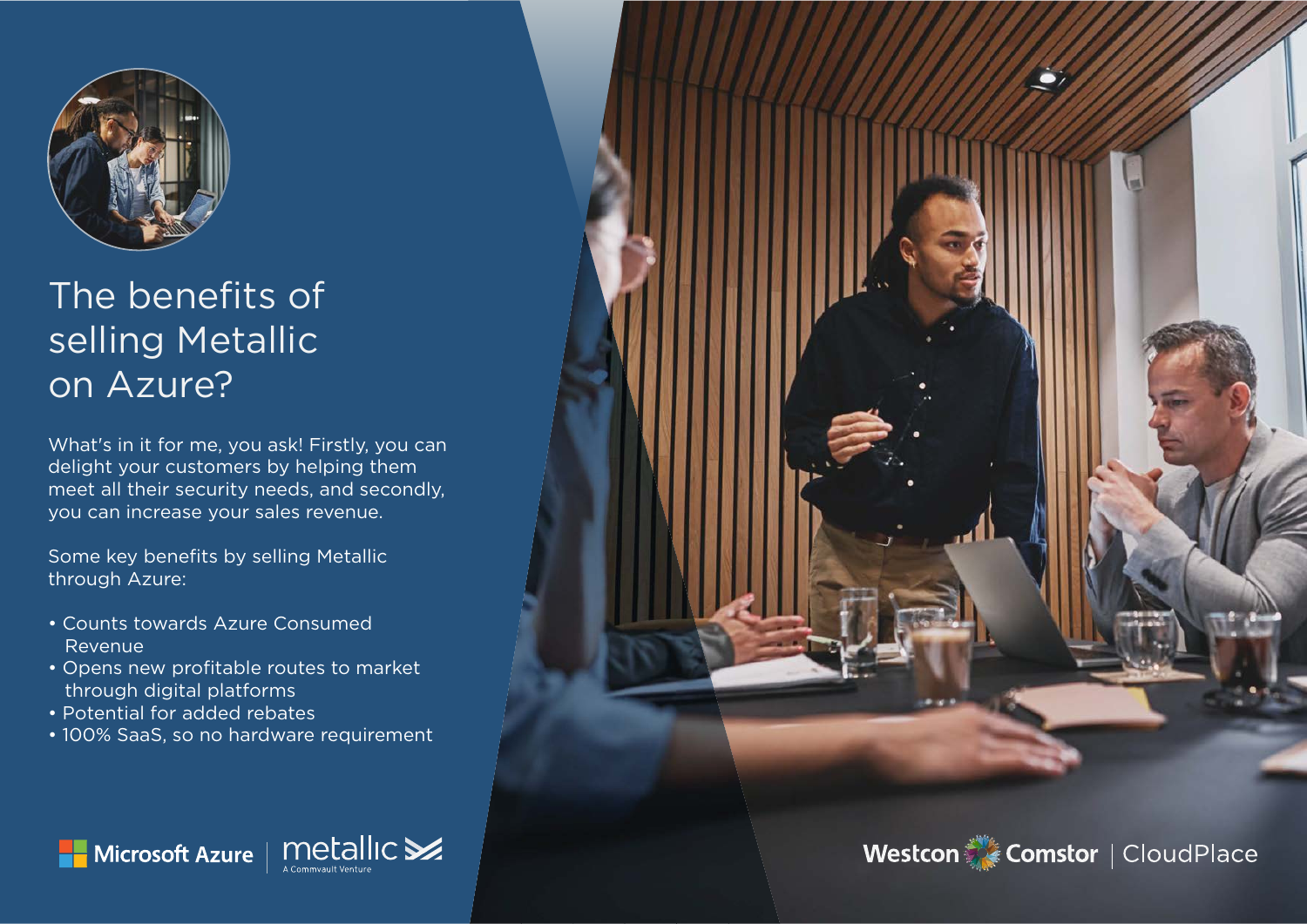# The benefits of selling Metallic on Azure?

What's in it for me, you ask! Firstly, you can delight your customers by helping them meet all their security needs, and secondly, you can increase your sales revenue.

Some key benefits by selling Metallic through Azure:

- Counts towards Azure Consumed Revenue
- Opens new profitable routes to market through digital platforms
- Potential for added rebates
- 100% SaaS, so no hardware requirement

Microsoft Azure | metallic A Commvault Venture

Westcon Comstor | CloudPlace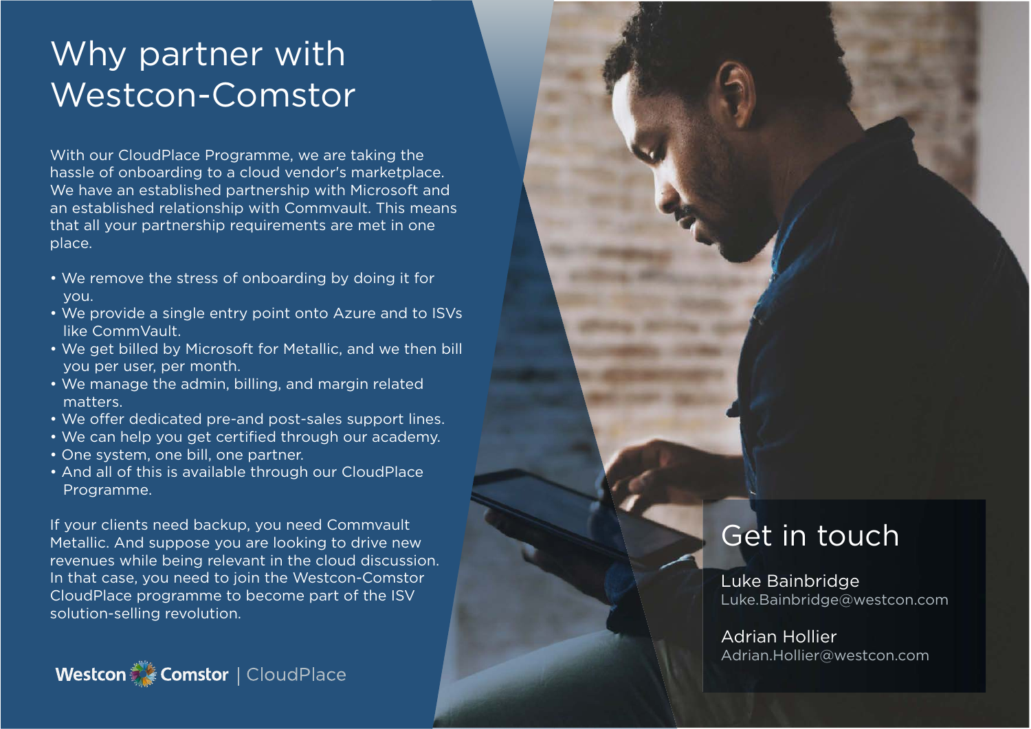# Why partner with Westcon-Comstor

With our CloudPlace Programme, we are taking the hassle of onboarding to a cloud vendor's marketplace. We have an established partnership with Microsoft and an established relationship with Commvault. This means that all your partnership requirements are met in one place.

- We remove the stress of onboarding by doing it for you.
- We provide a single entry point onto Azure and to ISVs like CommVault.
- We get billed by Microsoft for Metallic, and we then bill you per user, per month.
- We manage the admin, billing, and margin related matters.
- We offer dedicated pre-and post-sales support lines.
- We can help you get certified through our academy.
- One system, one bill, one partner.
- And all of this is available through our CloudPlace Programme.

If your clients need backup, you need Commvault Metallic. And suppose you are looking to drive new revenues while being relevant in the cloud discussion. In that case, you need to join the Westcon-Comstor CloudPlace programme to become part of the ISV solution-selling revolution.

Westcon Comstor | CloudPlace

## Get in touch

Luke Bainbridge
Luke.Bainbridge@westcon.com

Adrian Hollier
Adrian.Hollier@westcon.com